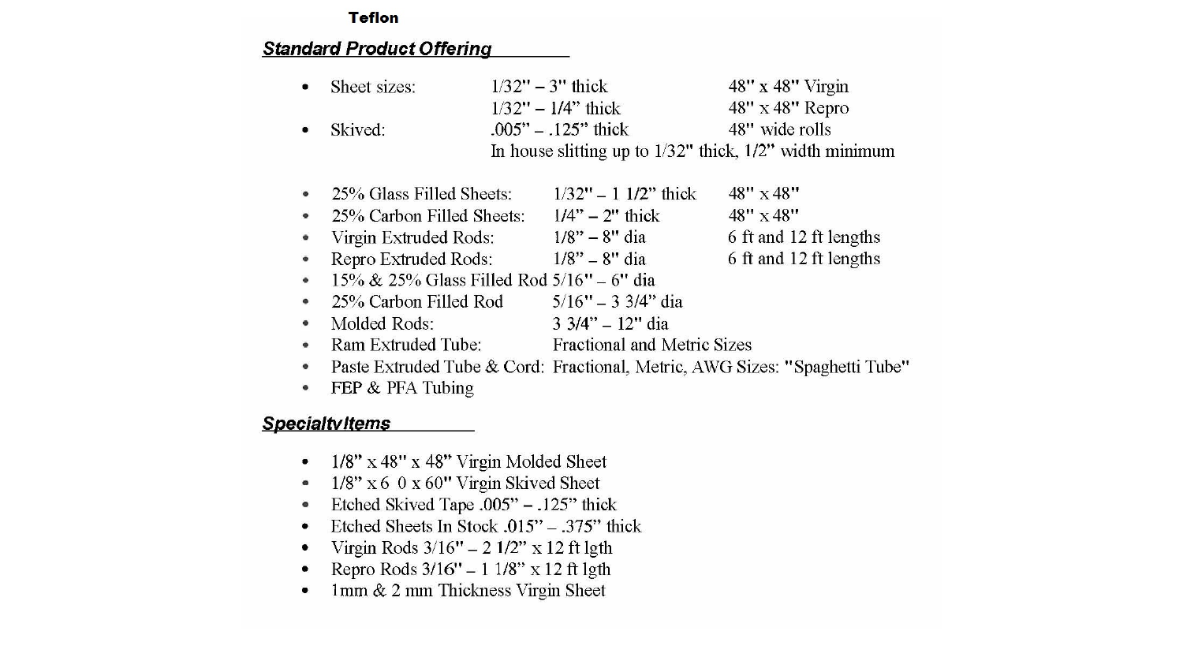**Teflon**

## ***Standard Product Offering***

- Sheet sizes: 1/32" – 3" thick 48" x 48" Virgin
  1/32" – 1/4" thick 48" x 48" Repro
- Skived: .005" – .125" thick 48" wide rolls
  In house slitting up to 1/32" thick, 1/2" width minimum

- 25% Glass Filled Sheets: 1/32" – 1 1/2" thick 48" x 48"
- 25% Carbon Filled Sheets: 1/4" – 2" thick 48" x 48"
- Virgin Extruded Rods: 1/8" – 8" dia 6 ft and 12 ft lengths
- Repro Extruded Rods: 1/8" – 8" dia 6 ft and 12 ft lengths
- 15% & 25% Glass Filled Rod 5/16" – 6" dia
- 25% Carbon Filled Rod 5/16" – 3 3/4" dia
- Molded Rods: 3 3/4" – 12" dia
- Ram Extruded Tube: Fractional and Metric Sizes
- Paste Extruded Tube & Cord: Fractional, Metric, AWG Sizes: "Spaghetti Tube"
- FEP & PFA Tubing

## ***Specialty Items***

- 1/8" x 48" x 48" Virgin Molded Sheet
- 1/8" x 6 0 x 60" Virgin Skived Sheet
- Etched Skived Tape .005" – .125" thick
- Etched Sheets In Stock .015" – .375" thick
- Virgin Rods 3/16" – 2 1/2" x 12 ft lgth
- Repro Rods 3/16" – 1 1/8" x 12 ft lgth
- 1mm & 2 mm Thickness Virgin Sheet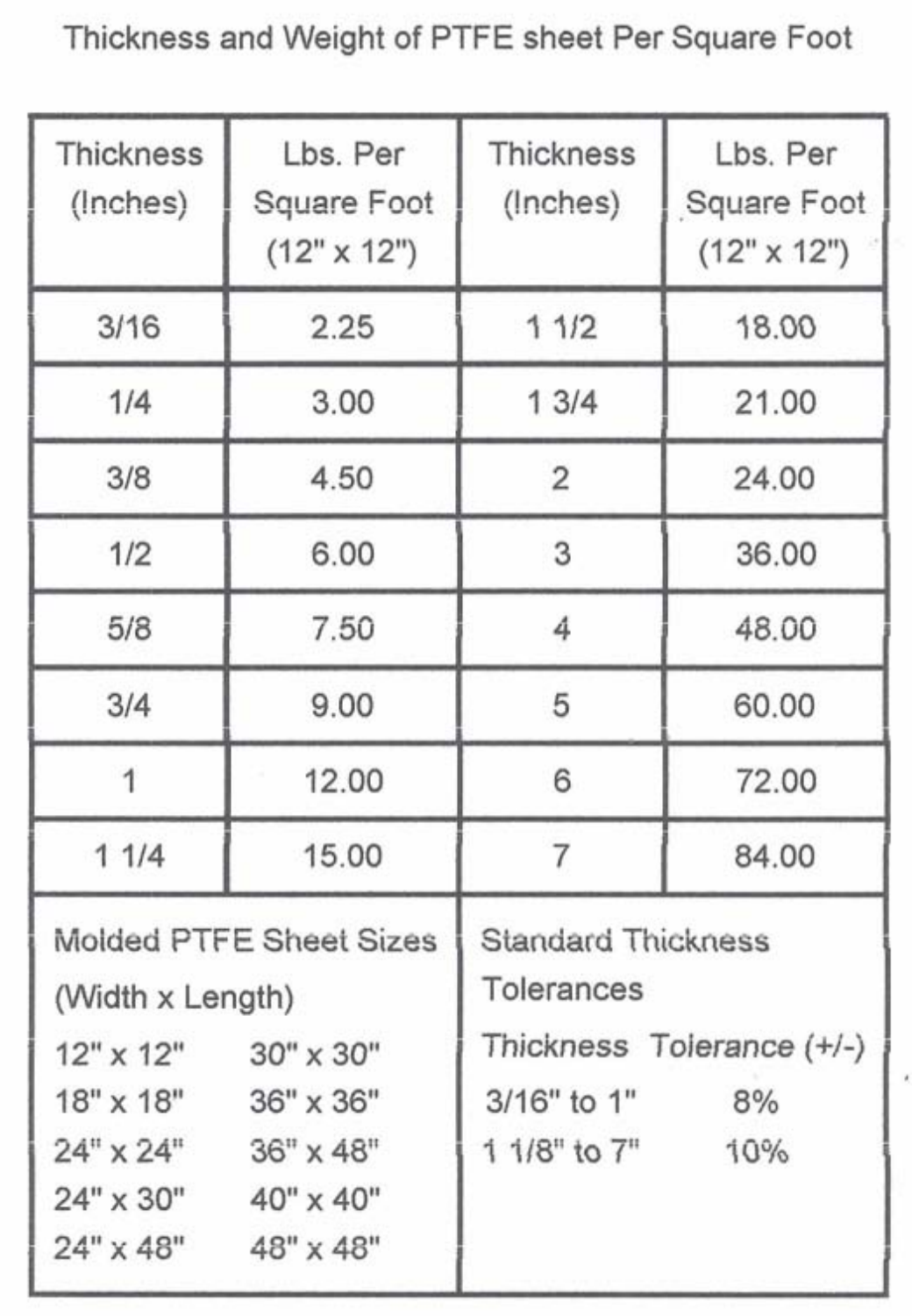# Thickness and Weight of PTFE sheet Per Square Foot

| Thickness (Inches) | Lbs. Per Square Foot (12" x 12") | Thickness (Inches) | Lbs. Per Square Foot (12" x 12") |
|---|---|---|---|
| 3/16 | 2.25 | 1 1/2 | 18.00 |
| 1/4 | 3.00 | 1 3/4 | 21.00 |
| 3/8 | 4.50 | 2 | 24.00 |
| 1/2 | 6.00 | 3 | 36.00 |
| 5/8 | 7.50 | 4 | 48.00 |
| 3/4 | 9.00 | 5 | 60.00 |
| 1 | 12.00 | 6 | 72.00 |
| 1 1/4 | 15.00 | 7 | 84.00 |

**Molded PTFE Sheet Sizes (Width x Length)**

| | |
|---|---|
| 12" x 12" | 30" x 30" |
| 18" x 18" | 36" x 36" |
| 24" x 24" | 36" x 48" |
| 24" x 30" | 40" x 40" |
| 24" x 48" | 48" x 48" |

**Standard Thickness Tolerances**

| *Thickness* | *Tolerance (+/-)* |
|---|---|
| 3/16" to 1" | 8% |
| 1 1/8" to 7" | 10% |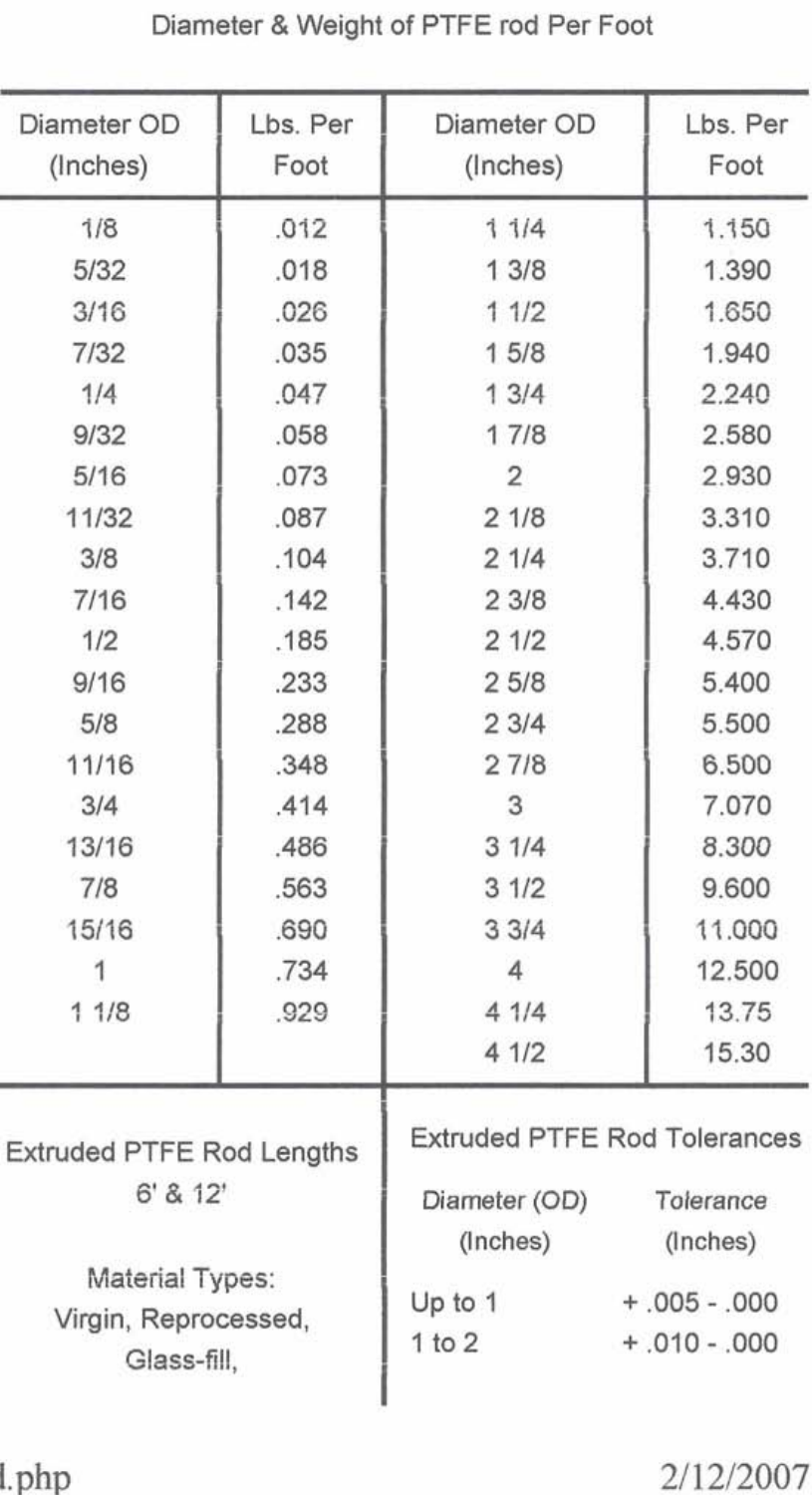## Diameter & Weight of PTFE rod Per Foot

| Diameter OD (Inches) | Lbs. Per Foot | Diameter OD (Inches) | Lbs. Per Foot |
|---|---|---|---|
| 1/8 | .012 | 1 1/4 | 1.150 |
| 5/32 | .018 | 1 3/8 | 1.390 |
| 3/16 | .026 | 1 1/2 | 1.650 |
| 7/32 | .035 | 1 5/8 | 1.940 |
| 1/4 | .047 | 1 3/4 | 2.240 |
| 9/32 | .058 | 1 7/8 | 2.580 |
| 5/16 | .073 | 2 | 2.930 |
| 11/32 | .087 | 2 1/8 | 3.310 |
| 3/8 | .104 | 2 1/4 | 3.710 |
| 7/16 | .142 | 2 3/8 | 4.430 |
| 1/2 | .185 | 2 1/2 | 4.570 |
| 9/16 | .233 | 2 5/8 | 5.400 |
| 5/8 | .288 | 2 3/4 | 5.500 |
| 11/16 | .348 | 2 7/8 | 6.500 |
| 3/4 | .414 | 3 | 7.070 |
| 13/16 | .486 | 3 1/4 | 8.300 |
| 7/8 | .563 | 3 1/2 | 9.600 |
| 15/16 | .690 | 3 3/4 | 11.000 |
| 1 | .734 | 4 | 12.500 |
| 1 1/8 | .929 | 4 1/4 | 13.75 |
| | | 4 1/2 | 15.30 |

**Extruded PTFE Rod Lengths**

6' & 12'

Material Types:
Virgin, Reprocessed, Glass-fill,

**Extruded PTFE Rod Tolerances**

| Diameter (OD) (Inches) | Tolerance (Inches) |
|---|---|
| Up to 1 | + .005 - .000 |
| 1 to 2 | + .010 - .000 |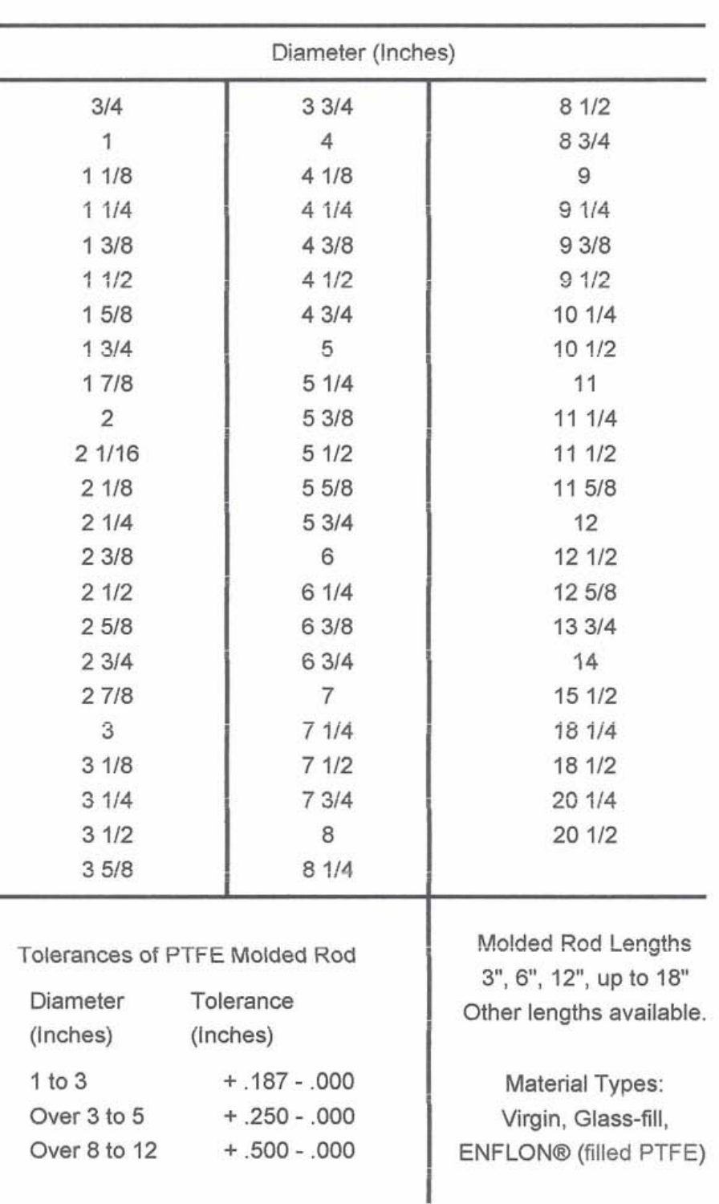| Diameter (Inches) | | |
|---|---|---|
| 3/4 | 3 3/4 | 8 1/2 |
| 1 | 4 | 8 3/4 |
| 1 1/8 | 4 1/8 | 9 |
| 1 1/4 | 4 1/4 | 9 1/4 |
| 1 3/8 | 4 3/8 | 9 3/8 |
| 1 1/2 | 4 1/2 | 9 1/2 |
| 1 5/8 | 4 3/4 | 10 1/4 |
| 1 3/4 | 5 | 10 1/2 |
| 1 7/8 | 5 1/4 | 11 |
| 2 | 5 3/8 | 11 1/4 |
| 2 1/16 | 5 1/2 | 11 1/2 |
| 2 1/8 | 5 5/8 | 11 5/8 |
| 2 1/4 | 5 3/4 | 12 |
| 2 3/8 | 6 | 12 1/2 |
| 2 1/2 | 6 1/4 | 12 5/8 |
| 2 5/8 | 6 3/8 | 13 3/4 |
| 2 3/4 | 6 3/4 | 14 |
| 2 7/8 | 7 | 15 1/2 |
| 3 | 7 1/4 | 18 1/4 |
| 3 1/8 | 7 1/2 | 18 1/2 |
| 3 1/4 | 7 3/4 | 20 1/4 |
| 3 1/2 | 8 | 20 1/2 |
| 3 5/8 | 8 1/4 | |

Tolerances of PTFE Molded Rod

| Diameter (Inches) | Tolerance (Inches) |
|---|---|
| 1 to 3 | + .187 - .000 |
| Over 3 to 5 | + .250 - .000 |
| Over 8 to 12 | + .500 - .000 |

Molded Rod Lengths
3", 6", 12", up to 18"
Other lengths available.

Material Types:
Virgin, Glass-fill,
ENFLON® (filled PTFE)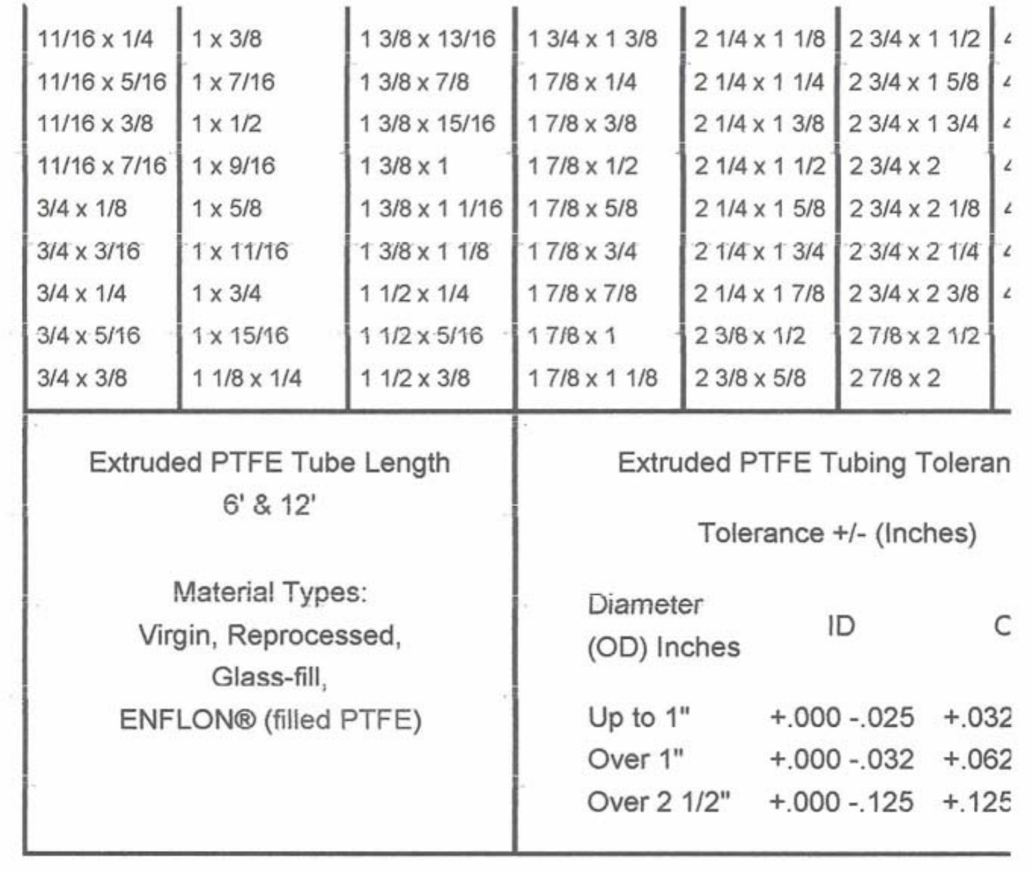| | | | | | | |
|---|---|---|---|---|---|---|
| 11/16 x 1/4 | 1 x 3/8 | 1 3/8 x 13/16 | 1 3/4 x 1 3/8 | 2 1/4 x 1 1/8 | 2 3/4 x 1 1/2 | 4 |
| 11/16 x 5/16 | 1 x 7/16 | 1 3/8 x 7/8 | 1 7/8 x 1/4 | 2 1/4 x 1 1/4 | 2 3/4 x 1 5/8 | 4 |
| 11/16 x 3/8 | 1 x 1/2 | 1 3/8 x 15/16 | 1 7/8 x 3/8 | 2 1/4 x 1 3/8 | 2 3/4 x 1 3/4 | 4 |
| 11/16 x 7/16 | 1 x 9/16 | 1 3/8 x 1 | 1 7/8 x 1/2 | 2 1/4 x 1 1/2 | 2 3/4 x 2 | 4 |
| 3/4 x 1/8 | 1 x 5/8 | 1 3/8 x 1 1/16 | 1 7/8 x 5/8 | 2 1/4 x 1 5/8 | 2 3/4 x 2 1/8 | 4 |
| 3/4 x 3/16 | 1 x 11/16 | 1 3/8 x 1 1/8 | 1 7/8 x 3/4 | 2 1/4 x 1 3/4 | 2 3/4 x 2 1/4 | 4 |
| 3/4 x 1/4 | 1 x 3/4 | 1 1/2 x 1/4 | 1 7/8 x 7/8 | 2 1/4 x 1 7/8 | 2 3/4 x 2 3/8 | 4 |
| 3/4 x 5/16 | 1 x 15/16 | 1 1/2 x 5/16 | 1 7/8 x 1 | 2 3/8 x 1/2 | 2 7/8 x 2 1/2 | |
| 3/4 x 3/8 | 1 1/8 x 1/4 | 1 1/2 x 3/8 | 1 7/8 x 1 1/8 | 2 3/8 x 5/8 | 2 7/8 x 2 | |

**Extruded PTFE Tube Length**
6' & 12'

**Material Types:**
Virgin, Reprocessed,
Glass-fill,
ENFLON® (filled PTFE)

**Extruded PTFE Tubing Toleran**

Tolerance +/- (Inches)

| Diameter (OD) Inches | ID | C |
|---|---|---|
| Up to 1" | +.000 -.025 | +.032 |
| Over 1" | +.000 -.032 | +.062 |
| Over 2 1/2" | +.000 -.125 | +.125 |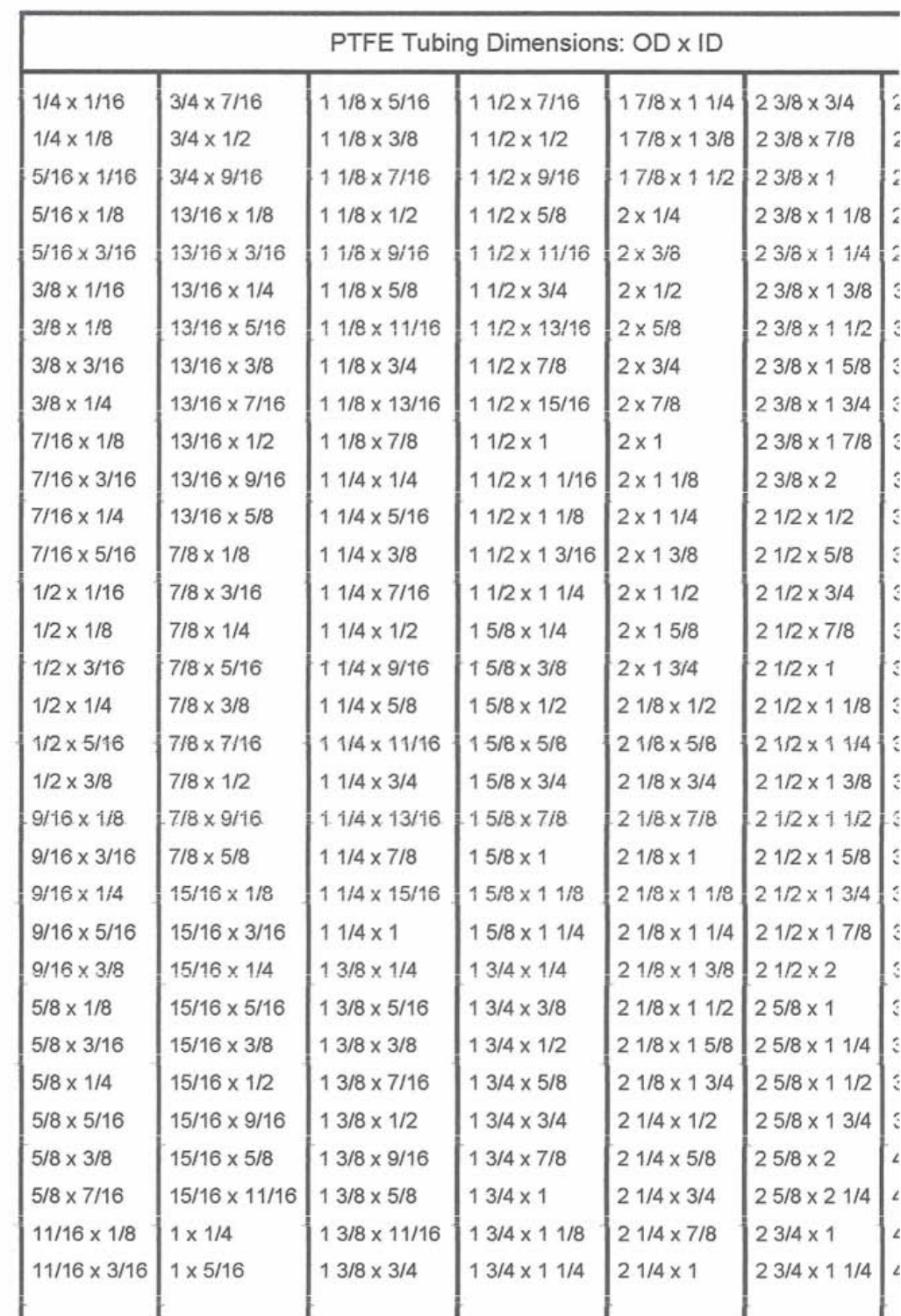| PTFE Tubing Dimensions: OD x ID | | | | | |
|---|---|---|---|---|---|
| 1/4 x 1/16 | 3/4 x 7/16 | 1 1/8 x 5/16 | 1 1/2 x 7/16 | 1 7/8 x 1 1/4 | 2 3/8 x 3/4 |
| 1/4 x 1/8 | 3/4 x 1/2 | 1 1/8 x 3/8 | 1 1/2 x 1/2 | 1 7/8 x 1 3/8 | 2 3/8 x 7/8 |
| 5/16 x 1/16 | 3/4 x 9/16 | 1 1/8 x 7/16 | 1 1/2 x 9/16 | 1 7/8 x 1 1/2 | 2 3/8 x 1 |
| 5/16 x 1/8 | 13/16 x 1/8 | 1 1/8 x 1/2 | 1 1/2 x 5/8 | 2 x 1/4 | 2 3/8 x 1 1/8 |
| 5/16 x 3/16 | 13/16 x 3/16 | 1 1/8 x 9/16 | 1 1/2 x 11/16 | 2 x 3/8 | 2 3/8 x 1 1/4 |
| 3/8 x 1/16 | 13/16 x 1/4 | 1 1/8 x 5/8 | 1 1/2 x 3/4 | 2 x 1/2 | 2 3/8 x 1 3/8 |
| 3/8 x 1/8 | 13/16 x 5/16 | 1 1/8 x 11/16 | 1 1/2 x 13/16 | 2 x 5/8 | 2 3/8 x 1 1/2 |
| 3/8 x 3/16 | 13/16 x 3/8 | 1 1/8 x 3/4 | 1 1/2 x 7/8 | 2 x 3/4 | 2 3/8 x 1 5/8 |
| 3/8 x 1/4 | 13/16 x 7/16 | 1 1/8 x 13/16 | 1 1/2 x 15/16 | 2 x 7/8 | 2 3/8 x 1 3/4 |
| 7/16 x 1/8 | 13/16 x 1/2 | 1 1/8 x 7/8 | 1 1/2 x 1 | 2 x 1 | 2 3/8 x 1 7/8 |
| 7/16 x 3/16 | 13/16 x 9/16 | 1 1/4 x 1/4 | 1 1/2 x 1 1/16 | 2 x 1 1/8 | 2 3/8 x 2 |
| 7/16 x 1/4 | 13/16 x 5/8 | 1 1/4 x 5/16 | 1 1/2 x 1 1/8 | 2 x 1 1/4 | 2 1/2 x 1/2 |
| 7/16 x 5/16 | 7/8 x 1/8 | 1 1/4 x 3/8 | 1 1/2 x 1 3/16 | 2 x 1 3/8 | 2 1/2 x 5/8 |
| 1/2 x 1/16 | 7/8 x 3/16 | 1 1/4 x 7/16 | 1 1/2 x 1 1/4 | 2 x 1 1/2 | 2 1/2 x 3/4 |
| 1/2 x 1/8 | 7/8 x 1/4 | 1 1/4 x 1/2 | 1 5/8 x 1/4 | 2 x 1 5/8 | 2 1/2 x 7/8 |
| 1/2 x 3/16 | 7/8 x 5/16 | 1 1/4 x 9/16 | 1 5/8 x 3/8 | 2 x 1 3/4 | 2 1/2 x 1 |
| 1/2 x 1/4 | 7/8 x 3/8 | 1 1/4 x 5/8 | 1 5/8 x 1/2 | 2 1/8 x 1/2 | 2 1/2 x 1 1/8 |
| 1/2 x 5/16 | 7/8 x 7/16 | 1 1/4 x 11/16 | 1 5/8 x 5/8 | 2 1/8 x 5/8 | 2 1/2 x 1 1/4 |
| 1/2 x 3/8 | 7/8 x 1/2 | 1 1/4 x 3/4 | 1 5/8 x 3/4 | 2 1/8 x 3/4 | 2 1/2 x 1 3/8 |
| 9/16 x 1/8 | 7/8 x 9/16 | 1 1/4 x 13/16 | 1 5/8 x 7/8 | 2 1/8 x 7/8 | 2 1/2 x 1 1/2 |
| 9/16 x 3/16 | 7/8 x 5/8 | 1 1/4 x 7/8 | 1 5/8 x 1 | 2 1/8 x 1 | 2 1/2 x 1 5/8 |
| 9/16 x 1/4 | 15/16 x 1/8 | 1 1/4 x 15/16 | 1 5/8 x 1 1/8 | 2 1/8 x 1 1/8 | 2 1/2 x 1 3/4 |
| 9/16 x 5/16 | 15/16 x 3/16 | 1 1/4 x 1 | 1 5/8 x 1 1/4 | 2 1/8 x 1 1/4 | 2 1/2 x 1 7/8 |
| 9/16 x 3/8 | 15/16 x 1/4 | 1 3/8 x 1/4 | 1 3/4 x 1/4 | 2 1/8 x 1 3/8 | 2 1/2 x 2 |
| 5/8 x 1/8 | 15/16 x 5/16 | 1 3/8 x 5/16 | 1 3/4 x 3/8 | 2 1/8 x 1 1/2 | 2 5/8 x 1 |
| 5/8 x 3/16 | 15/16 x 3/8 | 1 3/8 x 3/8 | 1 3/4 x 1/2 | 2 1/8 x 1 5/8 | 2 5/8 x 1 1/4 |
| 5/8 x 1/4 | 15/16 x 1/2 | 1 3/8 x 7/16 | 1 3/4 x 5/8 | 2 1/8 x 1 3/4 | 2 5/8 x 1 1/2 |
| 5/8 x 5/16 | 15/16 x 9/16 | 1 3/8 x 1/2 | 1 3/4 x 3/4 | 2 1/4 x 1/2 | 2 5/8 x 1 3/4 |
| 5/8 x 3/8 | 15/16 x 5/8 | 1 3/8 x 9/16 | 1 3/4 x 7/8 | 2 1/4 x 5/8 | 2 5/8 x 2 |
| 5/8 x 7/16 | 15/16 x 11/16 | 1 3/8 x 5/8 | 1 3/4 x 1 | 2 1/4 x 3/4 | 2 5/8 x 2 1/4 |
| 11/16 x 1/8 | 1 x 1/4 | 1 3/8 x 11/16 | 1 3/4 x 1 1/8 | 2 1/4 x 7/8 | 2 3/4 x 1 |
| 11/16 x 3/16 | 1 x 5/16 | 1 3/8 x 3/4 | 1 3/4 x 1 1/4 | 2 1/4 x 1 | 2 3/4 x 1 1/4 |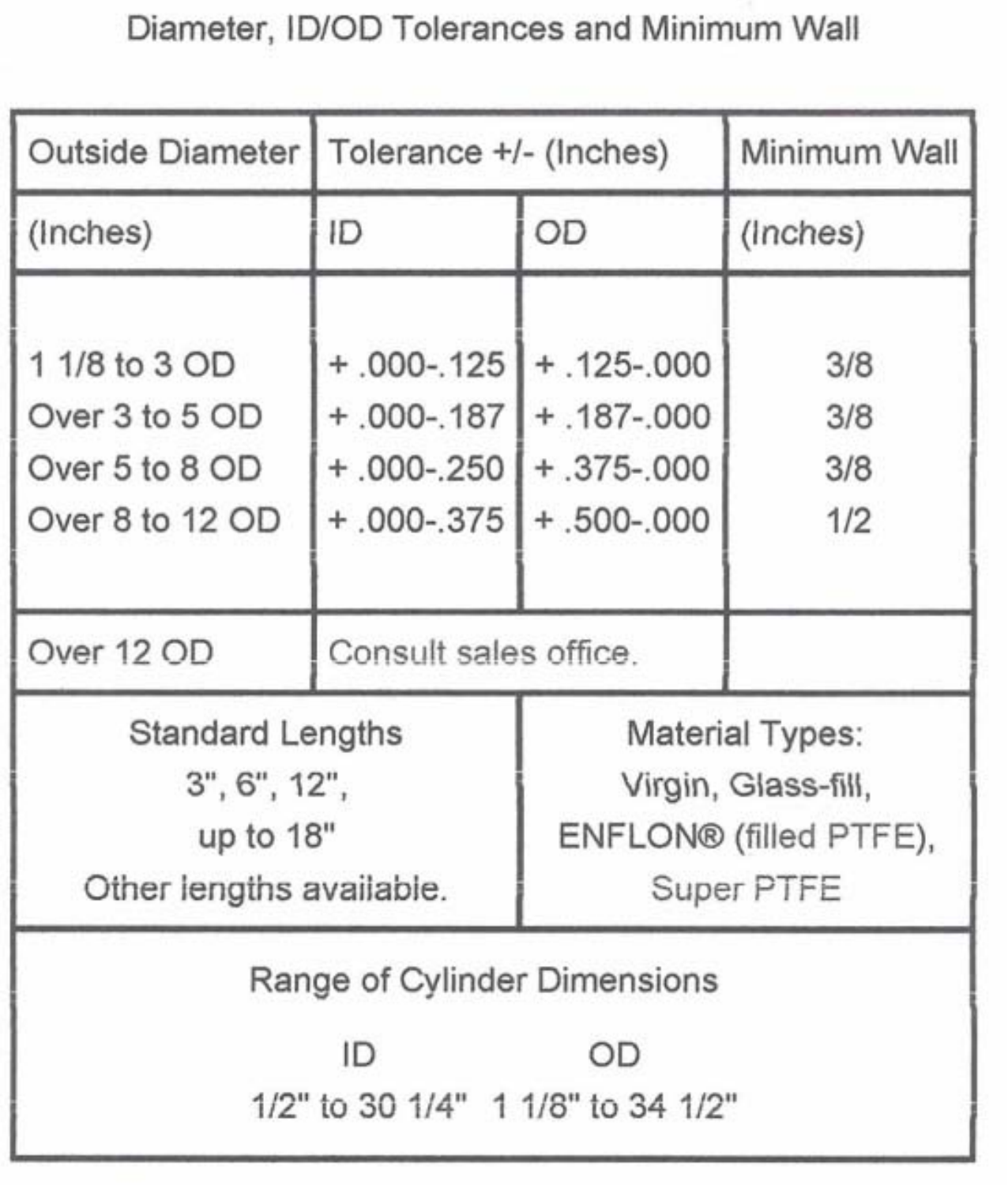## Diameter, ID/OD Tolerances and Minimum Wall

| Outside Diameter | Tolerance +/- (Inches) | | Minimum Wall |
|---|---|---|---|
| (Inches) | ID | OD | (Inches) |
| 1 1/8 to 3 OD | + .000-.125 | + .125-.000 | 3/8 |
| Over 3 to 5 OD | + .000-.187 | + .187-.000 | 3/8 |
| Over 5 to 8 OD | + .000-.250 | + .375-.000 | 3/8 |
| Over 8 to 12 OD | + .000-.375 | + .500-.000 | 1/2 |
| Over 12 OD | Consult sales office. | | |

**Standard Lengths**
3", 6", 12",
up to 18"
Other lengths available.

**Material Types:**
Virgin, Glass-fill,
ENFLON® (filled PTFE),
Super PTFE

**Range of Cylinder Dimensions**

| ID | OD |
|---|---|
| 1/2" to 30 1/4" | 1 1/8" to 34 1/2" |